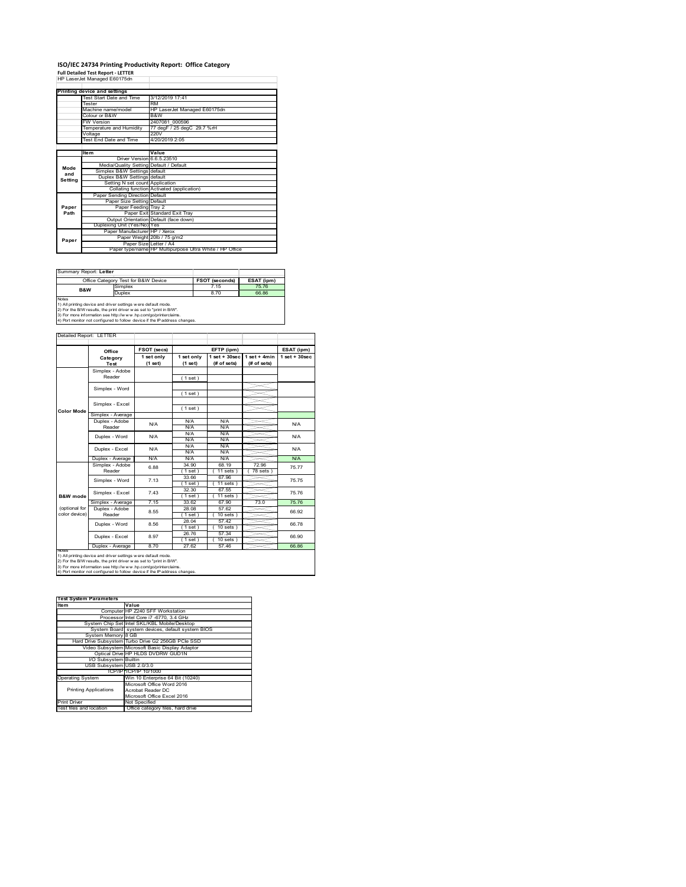# ISO/IEC 24734 Printing Productivity Report: Office Category

**Full Detailed Test Report - LETTER**

HP LaserJet Managed E60175dn

| Printing device and settings | |
|---|---|
| Test Start Date and Time | 3/12/2019 17:41 |
| Tester | RM |
| Machine name/model | HP LaserJet Managed E60175dn |
| Colour or B&W | B&W |
| FW Version | 2407081_000596 |
| Temperature and Humidity | 77 degF / 25 degC 29.7 %rH |
| Voltage | 220V |
| Test End Date and Time | 4/20/2019 2:05 |

| | Item | Value |
|---|---|---|
| Mode and Setting | Driver Version | 6.6.5.23510 |
| | Media/Quality Setting | Default / Default |
| | Simplex B&W Settings | default |
| | Duplex B&W Settings | default |
| | Setting N set count | Application |
| | Collating function | Activated (application) |
| Paper Path | Paper Sending Direction | Default |
| | Paper Size Setting | Default |
| | Paper Feeding | Tray 2 |
| | Paper Exit | Standard Exit Tray |
| | Output Orientation | Default (face down) |
| | Duplexing Unit (Yes/No) | Yes |
| Paper | Paper Manufacturer | HP / Xerox |
| | Paper Weight | 20lb / 75 g/m2 |
| | Paper Size | Letter / A4 |
| | Paper type/name | HP Multipurpose Ultra White / HP Office |

Summary Report: **Letter**

| Office Category Test for B&W Device | | FSOT (seconds) | ESAT (ipm) |
|---|---|---|---|
| B&W | Simplex | 7.15 | 75.76 |
| | Duplex | 8.70 | 66.86 |

Notes
1) All printing device and driver settings were default mode.
2) For the B/W results, the print driver was set to "print in B/W".
3) For more information see http://www.hp.com/go/printerclaims.
4) Port monitor not configured to follow device if the IP address changes.

Detailed Report: LETTER

| | Office Category Test | FSOT (secs) 1 set only (1 set) | EFTP (ipm) 1 set only (1 set) | EFTP (ipm) 1 set + 30sec (# of sets) | EFTP (ipm) 1 set + 4min (# of sets) | ESAT (ipm) 1 set + 30sec |
|---|---|---|---|---|---|---|
| Color Mode | Simplex - Adobe Reader | | (1 set) | | | |
| | Simplex - Word | | (1 set) | | | |
| | Simplex - Excel | | (1 set) | | | |
| | Simplex - Average | | | | | |
| | Duplex - Adobe Reader | N/A | N/A N/A | N/A N/A | | N/A |
| | Duplex - Word | N/A | N/A N/A | N/A N/A | | N/A |
| | Duplex - Excel | N/A | N/A N/A | N/A N/A | | N/A |
| | Duplex - Average | N/A | N/A | N/A | | N/A |
| B&W mode (optional for color device) | Simplex - Adobe Reader | 6.88 | 34.90 (1 set) | 68.19 (11 sets) | 72.96 (78 sets) | 75.77 |
| | Simplex - Word | 7.13 | 33.66 (1 set) | 67.96 (11 sets) | | 75.75 |
| | Simplex - Excel | 7.43 | 32.30 (1 set) | 67.55 (11 sets) | | 75.76 |
| | Simplex - Average | 7.15 | 33.62 | 67.90 | 73.0 | 75.76 |
| | Duplex - Adobe Reader | 8.55 | 28.08 (1 set) | 57.62 (10 sets) | | 66.92 |
| | Duplex - Word | 8.56 | 28.04 (1 set) | 57.42 (10 sets) | | 66.78 |
| | Duplex - Excel | 8.97 | 26.76 (1 set) | 57.34 (10 sets) | | 66.90 |
| | Duplex - Average | 8.70 | 27.62 | 57.46 | | 66.86 |

Notes
1) All printing device and driver settings were default mode.
2) For the B/W results, the print driver was set to "print in B/W".
3) For more information see http://www.hp.com/go/printerclaims.
4) Port monitor not configured to follow device if the IP address changes.

| Test System Parameters | |
|---|---|
| **Item** | **Value** |
| Computer | HP Z240 SFF Workstation |
| Processor | Intel Core i7 -6770, 3.4 GHz |
| System Chip Set | Intel SKL/KBL Mobile/Desktop |
| System Board | system devices, default system BIOS |
| System Memory | 8 GB |
| Hard Drive Subsystem | Turbo Drive G2 256GB PCIe SSD |
| Video Subsystem | Microsoft Basic Display Adaptor |
| Optical Drive | HP HLDS DVDRW GUD1N |
| I/O Subsystem | Builtin |
| USB Subsystem | USB 2.0/3.0 |
| TCP/IP | TCP/IP 10/1000 |
| Operating System | Win 10 Enterprise 64 Bit (10240) |
| Printing Applications | Microsoft Office Word 2016<br>Acrobat Reader DC<br>Microsoft Office Excel 2016 |
| Print Driver | Not Specified |
| Test files and location | Office category files, hard drive |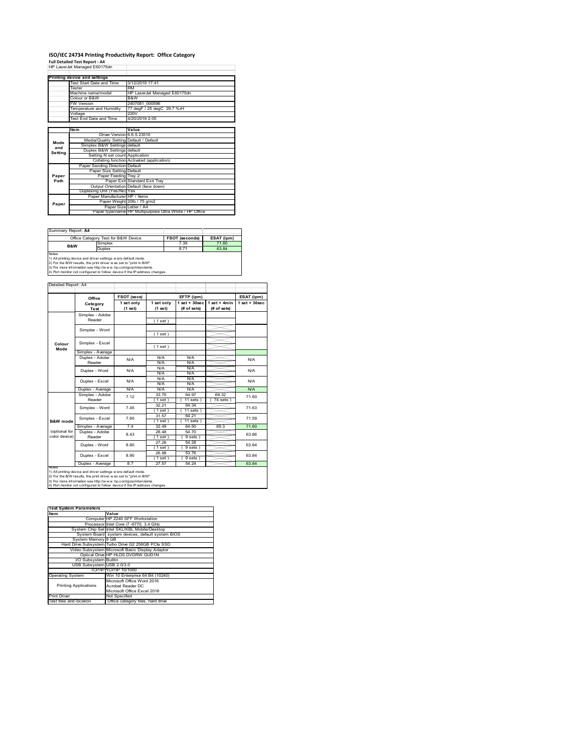# ISO/IEC 24734 Printing Productivity Report: Office Category

**Full Detailed Test Report - A4**

HP LaserJet Managed E60175dn

| Printing device and settings | |
|---|---|
| Test Start Date and Time | 3/12/2019 17:41 |
| Tester | RM |
| Machine name/model | HP LaserJet Managed E60175dn |
| Colour or B&W | B&W |
| FW Version | 2407081_000596 |
| Temperature and Humidity | 77 degF / 25 degC 29.7 %rH |
| Voltage | 220V |
| Test End Date and Time | 4/20/2019 2:05 |

| | Item | Value |
|---|---|---|
| Mode and Setting | Driver Version | 6.6.5.23510 |
| | Media/Quality Setting | Default / Default |
| | Simplex B&W Settings | default |
| | Duplex B&W Settings | default |
| | Setting N set count | Application |
| | Collating function | Activated (application) |
| Paper Path | Paper Sending Direction | Default |
| | Paper Size Setting | Default |
| | Paper Feeding | Tray 2 |
| | Paper Exit | Standard Exit Tray |
| | Output Orientation | Default (face down) |
| | Duplexing Unit (Yes/No) | Yes |
| Paper | Paper Manufacturer | HP / Xerox |
| | Paper Weight | 20lb / 75 g/m2 |
| | Paper Size | Letter / A4 |
| | Paper type/name | HP Multipurpose Ultra White / HP Office |

Summary Report: **A4**

| Office Category Test for B&W Device | | FSOT (seconds) | ESAT (ipm) |
|---|---|---|---|
| B&W | Simplex | 7.39 | 71.60 |
| | Duplex | 8.71 | 63.84 |

Notes
1) All printing device and driver settings were default mode.
2) For the B/W results, the print driver was set to "print in B/W".
3) For more information see http://www.hp.com/go/printerclaims.
4) Port monitor not configured to follow device if the IP address changes.

Detailed Report: A4

| | Office Category Test | FSOT (secs) 1 set only (1 set) | EFTP (ipm) 1 set only (1 set) | EFTP (ipm) 1 set + 30sec (# of sets) | EFTP (ipm) 1 set + 4min (# of sets) | ESAT (ipm) 1 set + 30sec |
|---|---|---|---|---|---|---|
| Colour Mode | Simplex - Adobe Reader | | ( 1 set ) | | | |
| | Simplex - Word | | ( 1 set ) | | | |
| | Simplex - Excel | | ( 1 set ) | | | |
| | Simplex - Average | | | | | |
| | Duplex - Adobe Reader | N/A | N/A N/A | N/A N/A | | N/A |
| | Duplex - Word | N/A | N/A N/A | N/A N/A | | N/A |
| | Duplex - Excel | N/A | N/A N/A | N/A N/A | | N/A |
| | Duplex - Average | N/A | N/A | N/A | | N/A |
| B&W mode (optional for color device) | Simplex - Adobe Reader | 7.12 | 33.70 ( 1 set ) | 64.97 ( 11 sets ) | 69.32 ( 74 sets ) | 71.60 |
| | Simplex - Word | 7.45 | 32.21 ( 1 set ) | 64.34 ( 11 sets ) | | 71.63 |
| | Simplex - Excel | 7.60 | 31.57 ( 1 set ) | 64.21 ( 11 sets ) | | 71.59 |
| | Simplex - Average | 7.4 | 32.49 | 64.50 | 69.3 | 71.60 |
| | Duplex - Adobe Reader | 8.43 | 28.48 ( 1 set ) | 54.70 ( 9 sets ) | | 63.86 |
| | Duplex - Word | 8.80 | 27.26 ( 1 set ) | 54.28 ( 9 sets ) | | 63.84 |
| | Duplex - Excel | 8.90 | 26.98 ( 1 set ) | 53.76 ( 9 sets ) | | 63.84 |
| | Duplex - Average | 8.7 | 27.57 | 54.24 | | 63.84 |

Notes
1) All printing device and driver settings were default mode.
2) For the B/W results, the print driver was set to "print in B/W".
3) For more information see http://www.hp.com/go/printerclaims.
4) Port monitor not configured to follow device if the IP address changes.

| Test System Parameters | |
|---|---|
| **Item** | **Value** |
| Computer | HP Z240 SFF Workstation |
| Processor | Intel Core i7 -6770, 3.4 GHz |
| System Chip Set | Intel SKL/KBL Mobile/Desktop |
| System Board | system devices, default system BIOS |
| System Memory | 8 GB |
| Hard Drive Subsystem | Turbo Drive G2 256GB PCIe SSD |
| Video Subsystem | Microsoft Basic Display Adaptor |
| Optical Drive | HP HLDS DVDRW GUD1N |
| I/O Subsystem | Builtin |
| USB Subsystem | USB 2.0/3.0 |
| TCP/IP | TCP/IP 10/1000 |
| Operating System | Win 10 Enterprise 64 Bit (10240) |
| Printing Applications | Microsoft Office Word 2016<br>Acrobat Reader DC<br>Microsoft Office Excel 2016 |
| Print Driver | Not Specified |
| Test files and location | Office category files, hard drive |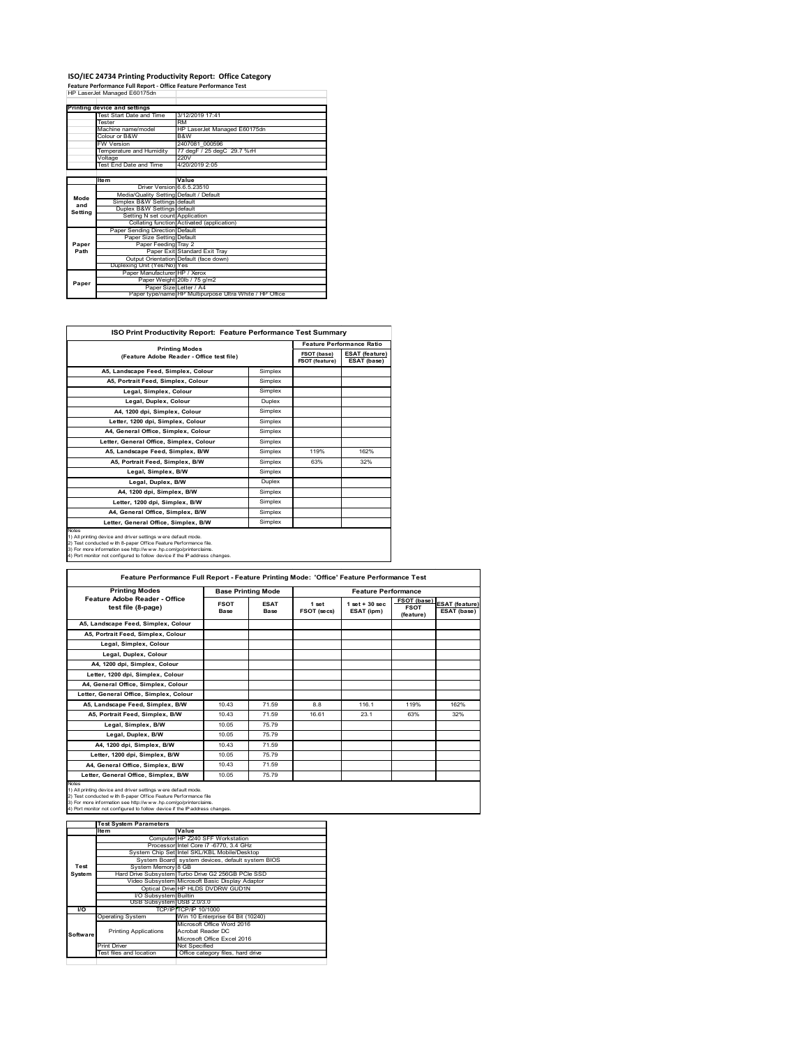# ISO/IEC 24734 Printing Productivity Report: Office Category

**Feature Performance Full Report - Office Feature Performance Test**

HP LaserJet Managed E60175dn

| Printing device and settings | | |
|---|---|---|
| | Test Start Date and Time | 3/12/2019 17:41 |
| | Tester | RM |
| | Machine name/model | HP LaserJet Managed E60175dn |
| | Colour or B&W | B&W |
| | FW Version | 2407081_000596 |
| | Temperature and Humidity | 77 degF / 25 degC 29.7 %rH |
| | Voltage | 220V |
| | Test End Date and Time | 4/20/2019 2:05 |

| | Item | Value |
|---|---|---|
| Mode and Setting | Driver Version | 6.6.5.23510 |
| | Media/Quality Setting | Default / Default |
| | Simplex B&W Settings | default |
| | Duplex B&W Settings | default |
| | Setting N set count | Application |
| | Collating function | Activated (application) |
| Paper Path | Paper Sending Direction | Default |
| | Paper Size Setting | Default |
| | Paper Feeding | Tray 2 |
| | Paper Exit | Standard Exit Tray |
| | Output Orientation | Default (face down) |
| | Duplexing Unit (Yes/No) | Yes |
| Paper | Paper Manufacturer | HP / Xerox |
| | Paper Weight | 20lb / 75 g/m2 |
| | Paper Size | Letter / A4 |
| | Paper type/name | HP Multipurpose Ultra White / HP Office |

## ISO Print Productivity Report: Feature Performance Test Summary

| Printing Modes (Feature Adobe Reader - Office test file) | | Feature Performance Ratio | |
|---|---|---|---|
| | | FSOT (base) / FSOT (feature) | ESAT (feature) / ESAT (base) |
| A5, Landscape Feed, Simplex, Colour | Simplex | | |
| A5, Portrait Feed, Simplex, Colour | Simplex | | |
| Legal, Simplex, Colour | Simplex | | |
| Legal, Duplex, Colour | Duplex | | |
| A4, 1200 dpi, Simplex, Colour | Simplex | | |
| Letter, 1200 dpi, Simplex, Colour | Simplex | | |
| A4, General Office, Simplex, Colour | Simplex | | |
| Letter, General Office, Simplex, Colour | Simplex | | |
| A5, Landscape Feed, Simplex, B/W | Simplex | 119% | 162% |
| A5, Portrait Feed, Simplex, B/W | Simplex | 63% | 32% |
| Legal, Simplex, B/W | Simplex | | |
| Legal, Duplex, B/W | Duplex | | |
| A4, 1200 dpi, Simplex, B/W | Simplex | | |
| Letter, 1200 dpi, Simplex, B/W | Simplex | | |
| A4, General Office, Simplex, B/W | Simplex | | |
| Letter, General Office, Simplex, B/W | Simplex | | |

Notes
1) All printing device and driver settings were default mode.
2) Test conducted with 8-paper Office Feature Performance file.
3) For more information see http://www.hp.com/go/printerclaims.
4) Port monitor not configured to follow device if the IP address changes.

## Feature Performance Full Report - Feature Printing Mode: 'Office' Feature Performance Test

| Printing Modes Feature Adobe Reader - Office test file (8-page) | Base Printing Mode | | Feature Performance | | | |
|---|---|---|---|---|---|---|
| | FSOT Base | ESAT Base | 1 set FSOT (secs) | 1 set + 30 sec ESAT (ipm) | FSOT (base) / FSOT (feature) | ESAT (feature) / ESAT (base) |
| A5, Landscape Feed, Simplex, Colour | | | | | | |
| A5, Portrait Feed, Simplex, Colour | | | | | | |
| Legal, Simplex, Colour | | | | | | |
| Legal, Duplex, Colour | | | | | | |
| A4, 1200 dpi, Simplex, Colour | | | | | | |
| Letter, 1200 dpi, Simplex, Colour | | | | | | |
| A4, General Office, Simplex, Colour | | | | | | |
| Letter, General Office, Simplex, Colour | | | | | | |
| A5, Landscape Feed, Simplex, B/W | 10.43 | 71.59 | 8.8 | 116.1 | 119% | 162% |
| A5, Portrait Feed, Simplex, B/W | 10.43 | 71.59 | 16.61 | 23.1 | 63% | 32% |
| Legal, Simplex, B/W | 10.05 | 75.79 | | | | |
| Legal, Duplex, B/W | 10.05 | 75.79 | | | | |
| A4, 1200 dpi, Simplex, B/W | 10.43 | 71.59 | | | | |
| Letter, 1200 dpi, Simplex, B/W | 10.05 | 75.79 | | | | |
| A4, General Office, Simplex, B/W | 10.43 | 71.59 | | | | |
| Letter, General Office, Simplex, B/W | 10.05 | 75.79 | | | | |

Notes
1) All printing device and driver settings were default mode.
2) Test conducted with 8-paper Office Feature Performance file
3) For more information see http://www.hp.com/go/printerclaims.
4) Port monitor not configured to follow device if the IP address changes.

| Test System Parameters | | |
|---|---|---|
| | Item | Value |
| Test System | Computer | HP Z240 SFF Workstation |
| | Processor | Intel Core i7 -6770, 3.4 GHz |
| | System Chip Set | Intel SKL/KBL Mobile/Desktop |
| | System Board | system devices, default system BIOS |
| | System Memory | 8 GB |
| | Hard Drive Subsystem | Turbo Drive G2 256GB PCIe SSD |
| | Video Subsystem | Microsoft Basic Display Adaptor |
| | Optical Drive | HP HLDS DVDRW GUD1N |
| | I/O Subsystem | Builtin |
| | USB Subsystem | USB 2.0/3.0 |
| I/O | TCP/IP | TCP/IP 10/1000 |
| Software | Operating System | Win 10 Enterprise 64 Bit (10240) |
| | Printing Applications | Microsoft Office Word 2016<br>Acrobat Reader DC<br>Microsoft Office Excel 2016 |
| | Print Driver | Not Specified |
| | Test files and location | Office category files, hard drive |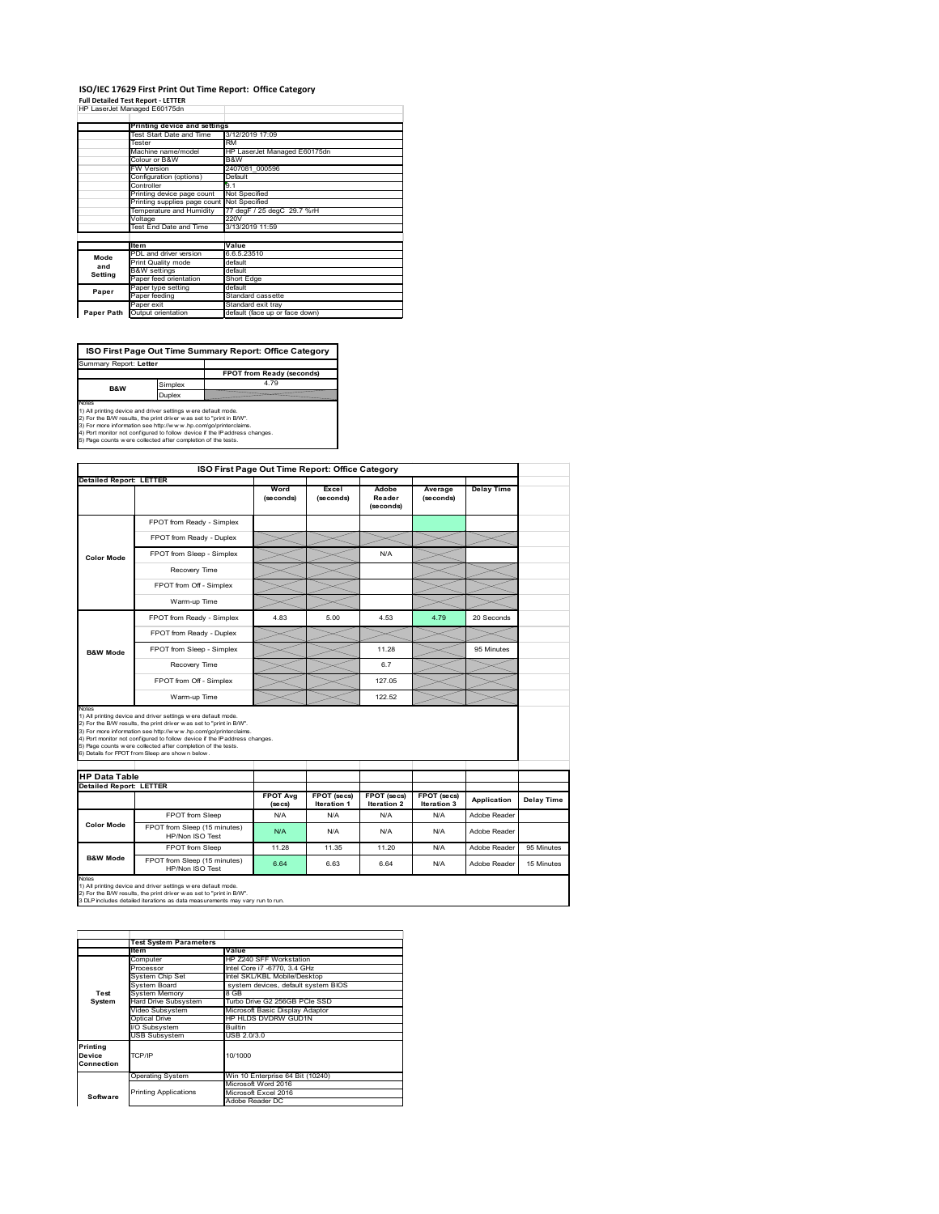# ISO/IEC 17629 First Print Out Time Report: Office Category

**Full Detailed Test Report - LETTER**

HP LaserJet Managed E60175dn

| | Printing device and settings | |
|---|---|---|
| | Test Start Date and Time | 3/12/2019 17:09 |
| | Tester | RM |
| | Machine name/model | HP LaserJet Managed E60175dn |
| | Colour or B&W | B&W |
| | FW Version | 2407081_000596 |
| | Configuration (options) | Default |
| | Controller | 9.1 |
| | Printing device page count | Not Specified |
| | Printing supplies page count | Not Specified |
| | Temperature and Humidity | 77 degF / 25 degC 29.7 %rH |
| | Voltage | 220V |
| | Test End Date and Time | 3/13/2019 11:59 |

| | Item | Value |
|---|---|---|
| Mode and Setting | PDL and driver version | 6.6.5.23510 |
| | Print Quality mode | default |
| | B&W settings | default |
| | Paper feed orientation | Short Edge |
| Paper | Paper type setting | default |
| | Paper feeding | Standard cassette |
| | Paper exit | Standard exit tray |
| Paper Path | Output orientation | default (face up or face down) |

## ISO First Page Out Time Summary Report: Office Category

Summary Report: **Letter**

| | | FPOT from Ready (seconds) |
|---|---|---|
| B&W | Simplex | 4.79 |
| | Duplex | |

Notes
1) All printing device and driver settings were default mode.
2) For the B/W results, the print driver was set to "print in B/W".
3) For more information see http://www.hp.com/go/printerclaims.
4) Port monitor not configured to follow device if the IP address changes.
5) Page counts were collected after completion of the tests.

## ISO First Page Out Time Report: Office Category

**Detailed Report: LETTER**

| | | Word (seconds) | Excel (seconds) | Adobe Reader (seconds) | Average (seconds) | Delay Time |
|---|---|---|---|---|---|---|
| Color Mode | FPOT from Ready - Simplex | | | | | |
| | FPOT from Ready - Duplex | | | | | |
| | FPOT from Sleep - Simplex | | | N/A | | |
| | Recovery Time | | | | | |
| | FPOT from Off - Simplex | | | | | |
| | Warm-up Time | | | | | |
| B&W Mode | FPOT from Ready - Simplex | 4.83 | 5.00 | 4.53 | 4.79 | 20 Seconds |
| | FPOT from Ready - Duplex | | | | | |
| | FPOT from Sleep - Simplex | | | 11.28 | | 95 Minutes |
| | Recovery Time | | | 6.7 | | |
| | FPOT from Off - Simplex | | | 127.05 | | |
| | Warm-up Time | | | 122.52 | | |

Notes
1) All printing device and driver settings were default mode.
2) For the B/W results, the print driver was set to "print in B/W".
3) For more information see http://www.hp.com/go/printerclaims.
4) Port monitor not configured to follow device if the IP address changes.
5) Page counts were collected after completion of the tests.
6) Details for FPOT from Sleep are shown below.

## HP Data Table

**Detailed Report: LETTER**

| | | FPOT Avg (secs) | FPOT (secs) Iteration 1 | FPOT (secs) Iteration 2 | FPOT (secs) Iteration 3 | Application | Delay Time |
|---|---|---|---|---|---|---|---|
| Color Mode | FPOT from Sleep | N/A | N/A | N/A | N/A | Adobe Reader | |
| | FPOT from Sleep (15 minutes) HP/Non ISO Test | N/A | N/A | N/A | N/A | Adobe Reader | |
| B&W Mode | FPOT from Sleep | 11.28 | 11.35 | 11.20 | N/A | Adobe Reader | 95 Minutes |
| | FPOT from Sleep (15 minutes) HP/Non ISO Test | 6.64 | 6.63 | 6.64 | N/A | Adobe Reader | 15 Minutes |

Notes
1) All printing device and driver settings were default mode.
2) For the B/W results, the print driver was set to "print in B/W".
3 DLP includes detailed iterations as data measurements may vary run to run.

| | Test System Parameters | |
|---|---|---|
| | Item | Value |
| Test System | Computer | HP Z240 SFF Workstation |
| | Processor | Intel Core i7 -6770, 3.4 GHz |
| | System Chip Set | Intel SKL/KBL Mobile/Desktop |
| | System Board | system devices, default system BIOS |
| | System Memory | 8 GB |
| | Hard Drive Subsystem | Turbo Drive G2 256GB PCIe SSD |
| | Video Subsystem | Microsoft Basic Display Adaptor |
| | Optical Drive | HP HLDS DVDRW GUD1N |
| | I/O Subsystem | Builtin |
| | USB Subsystem | USB 2.0/3.0 |
| Printing Device Connection | TCP/IP | 10/1000 |
| Software | Operating System | Win 10 Enterprise 64 Bit (10240) |
| | Printing Applications | Microsoft Word 2016 |
| | | Microsoft Excel 2016 |
| | | Adobe Reader DC |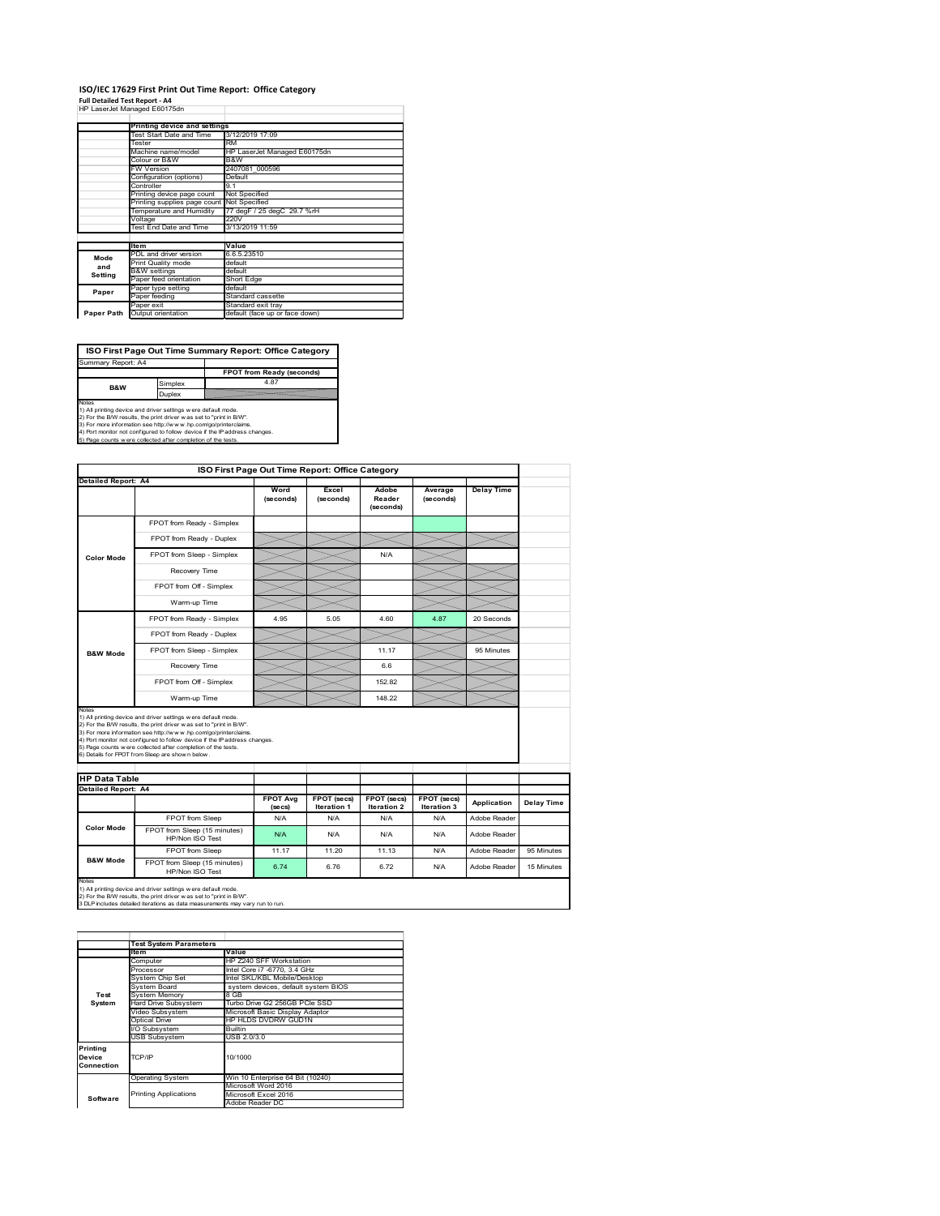# ISO/IEC 17629 First Print Out Time Report: Office Category

**Full Detailed Test Report - A4**

HP LaserJet Managed E60175dn

| | | |
|---|---|---|
| | **Printing device and settings** | |
| | Test Start Date and Time | 3/12/2019 17:09 |
| | Tester | RM |
| | Machine name/model | HP LaserJet Managed E60175dn |
| | Colour or B&W | B&W |
| | FW Version | 2407081_000596 |
| | Configuration (options) | Default |
| | Controller | 9.1 |
| | Printing device page count | Not Specified |
| | Printing supplies page count | Not Specified |
| | Temperature and Humidity | 77 degF / 25 degC 29.7 %rH |
| | Voltage | 220V |
| | Test End Date and Time | 3/13/2019 11:59 |
| | | |
| | **Item** | **Value** |
| Mode and Setting | PDL and driver version | 6.6.5.23510 |
| | Print Quality mode | default |
| | B&W settings | default |
| | Paper feed orientation | Short Edge |
| Paper | Paper type setting | default |
| | Paper feeding | Standard cassette |
| | Paper exit | Standard exit tray |
| Paper Path | Output orientation | default (face up or face down) |

## ISO First Page Out Time Summary Report: Office Category

| Summary Report: A4 | | |
|---|---|---|
| | | **FPOT from Ready (seconds)** |
| B&W | Simplex | 4.87 |
| | Duplex | |

Notes
1) All printing device and driver settings were default mode.
2) For the B/W results, the print driver was set to "print in B/W".
3) For more information see http://www.hp.com/go/printerclaims.
4) Port monitor not configured to follow device if the IP address changes.
5) Page counts were collected after completion of the tests.

## ISO First Page Out Time Report: Office Category

| Detailed Report: A4 | | Word (seconds) | Excel (seconds) | Adobe Reader (seconds) | Average (seconds) | Delay Time |
|---|---|---|---|---|---|---|
| Color Mode | FPOT from Ready - Simplex | | | | | |
| | FPOT from Ready - Duplex | | | | | |
| | FPOT from Sleep - Simplex | | | N/A | | |
| | Recovery Time | | | | | |
| | FPOT from Off - Simplex | | | | | |
| | Warm-up Time | | | | | |
| B&W Mode | FPOT from Ready - Simplex | 4.95 | 5.05 | 4.60 | 4.87 | 20 Seconds |
| | FPOT from Ready - Duplex | | | | | |
| | FPOT from Sleep - Simplex | | | 11.17 | | 95 Minutes |
| | Recovery Time | | | 6.6 | | |
| | FPOT from Off - Simplex | | | 152.82 | | |
| | Warm-up Time | | | 148.22 | | |

Notes
1) All printing device and driver settings were default mode.
2) For the B/W results, the print driver was set to "print in B/W".
3) For more information see http://www.hp.com/go/printerclaims.
4) Port monitor not configured to follow device if the IP address changes.
5) Page counts were collected after completion of the tests.
6) Details for FPOT from Sleep are shown below.

## HP Data Table

| Detailed Report: A4 | | FPOT Avg (secs) | FPOT (secs) Iteration 1 | FPOT (secs) Iteration 2 | FPOT (secs) Iteration 3 | Application | Delay Time |
|---|---|---|---|---|---|---|---|
| Color Mode | FPOT from Sleep | N/A | N/A | N/A | N/A | Adobe Reader | |
| | FPOT from Sleep (15 minutes) HP/Non ISO Test | N/A | N/A | N/A | N/A | Adobe Reader | |
| B&W Mode | FPOT from Sleep | 11.17 | 11.20 | 11.13 | N/A | Adobe Reader | 95 Minutes |
| | FPOT from Sleep (15 minutes) HP/Non ISO Test | 6.74 | 6.76 | 6.72 | N/A | Adobe Reader | 15 Minutes |

Notes
1) All printing device and driver settings were default mode.
2) For the B/W results, the print driver was set to "print in B/W".
3 DLP includes detailed iterations as data measurements may vary run to run.

| | | |
|---|---|---|
| | **Test System Parameters** | |
| | **Item** | **Value** |
| Test System | Computer | HP Z240 SFF Workstation |
| | Processor | Intel Core i7 -6770, 3.4 GHz |
| | System Chip Set | Intel SKL/KBL Mobile/Desktop |
| | System Board | system devices, default system BIOS |
| | System Memory | 8 GB |
| | Hard Drive Subsystem | Turbo Drive G2 256GB PCIe SSD |
| | Video Subsystem | Microsoft Basic Display Adaptor |
| | Optical Drive | HP HLDS DVDRW GUD1N |
| | I/O Subsystem | Builtin |
| | USB Subsystem | USB 2.0/3.0 |
| Printing Device Connection | TCP/IP | 10/1000 |
| Software | Operating System | Win 10 Enterprise 64 Bit (10240) |
| | Printing Applications | Microsoft Word 2016 |
| | | Microsoft Excel 2016 |
| | | Adobe Reader DC |